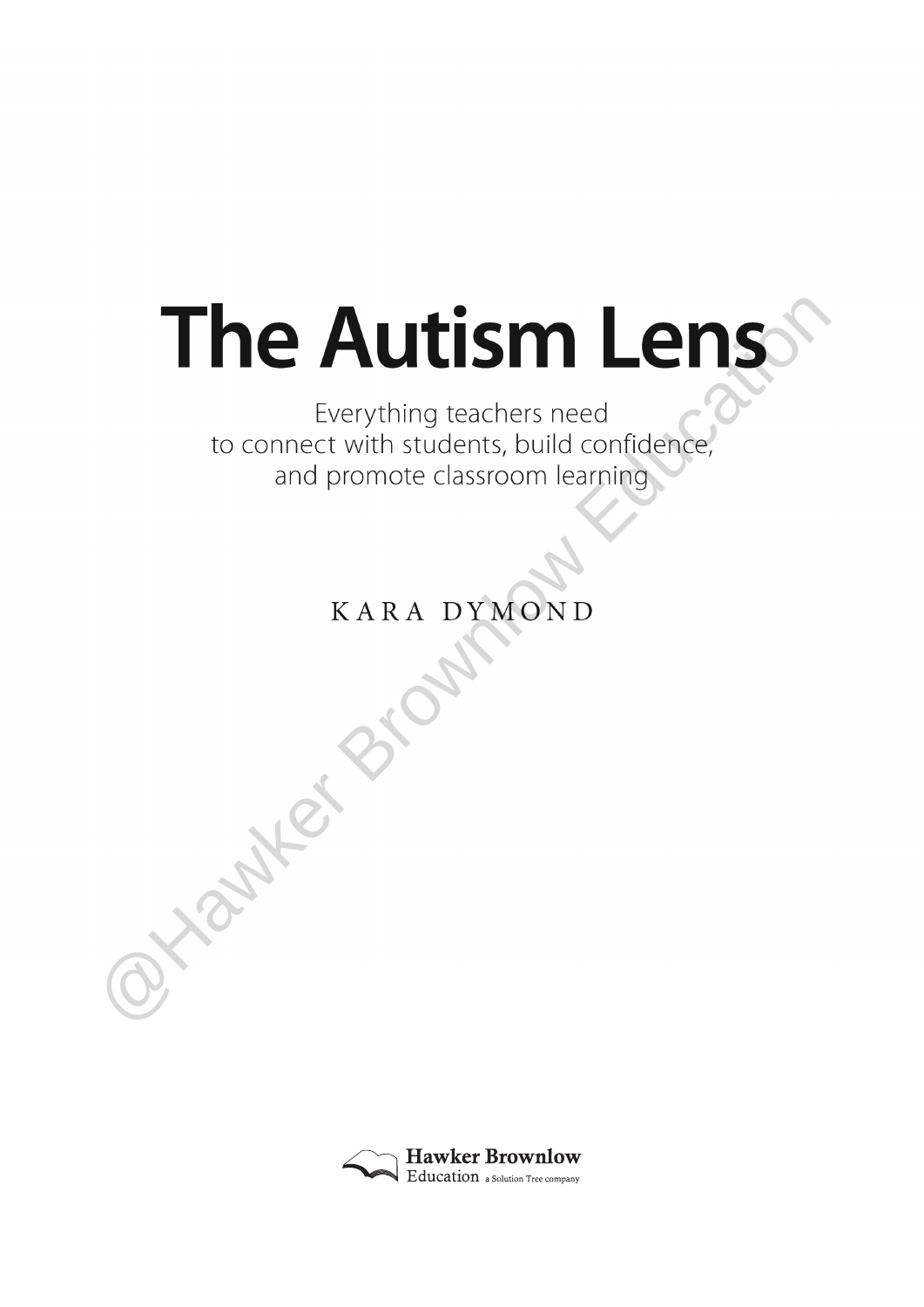# The Autism Lens

Everything teachers need
to connect with students, build confidence,
and promote classroom learning

KARA DYMOND

Hawker Brownlow
Education a Solution Tree company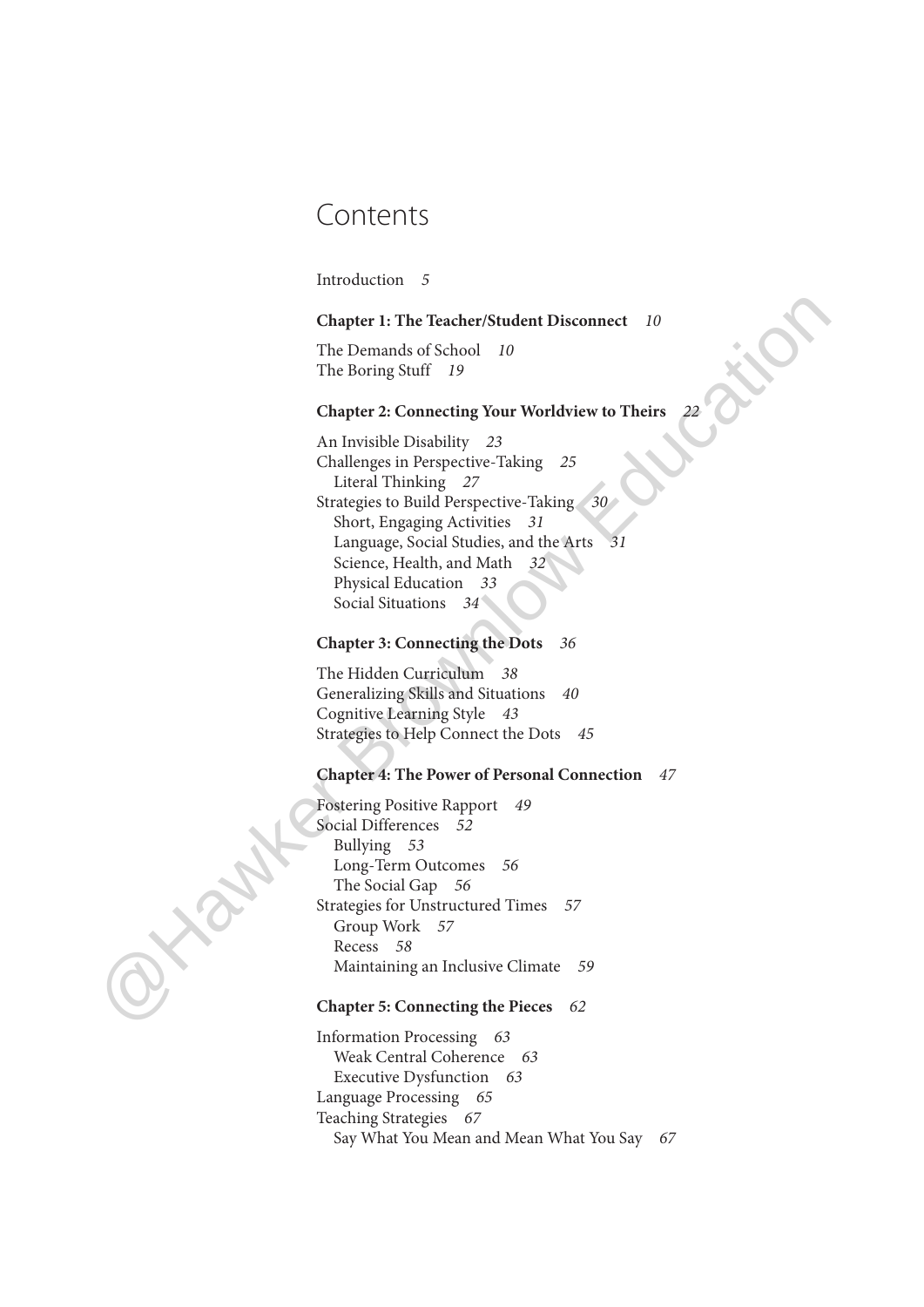# Contents

Introduction *5*

**Chapter 1: The Teacher/Student Disconnect** *10*

The Demands of School *10*
The Boring Stuff *19*

**Chapter 2: Connecting Your Worldview to Theirs** *22*

An Invisible Disability *23*
Challenges in Perspective-Taking *25*
  Literal Thinking *27*
Strategies to Build Perspective-Taking *30*
  Short, Engaging Activities *31*
  Language, Social Studies, and the Arts *31*
  Science, Health, and Math *32*
  Physical Education *33*
  Social Situations *34*

**Chapter 3: Connecting the Dots** *36*

The Hidden Curriculum *38*
Generalizing Skills and Situations *40*
Cognitive Learning Style *43*
Strategies to Help Connect the Dots *45*

**Chapter 4: The Power of Personal Connection** *47*

Fostering Positive Rapport *49*
Social Differences *52*
  Bullying *53*
  Long-Term Outcomes *56*
  The Social Gap *56*
Strategies for Unstructured Times *57*
  Group Work *57*
  Recess *58*
  Maintaining an Inclusive Climate *59*

**Chapter 5: Connecting the Pieces** *62*

Information Processing *63*
  Weak Central Coherence *63*
  Executive Dysfunction *63*
Language Processing *65*
Teaching Strategies *67*
  Say What You Mean and Mean What You Say *67*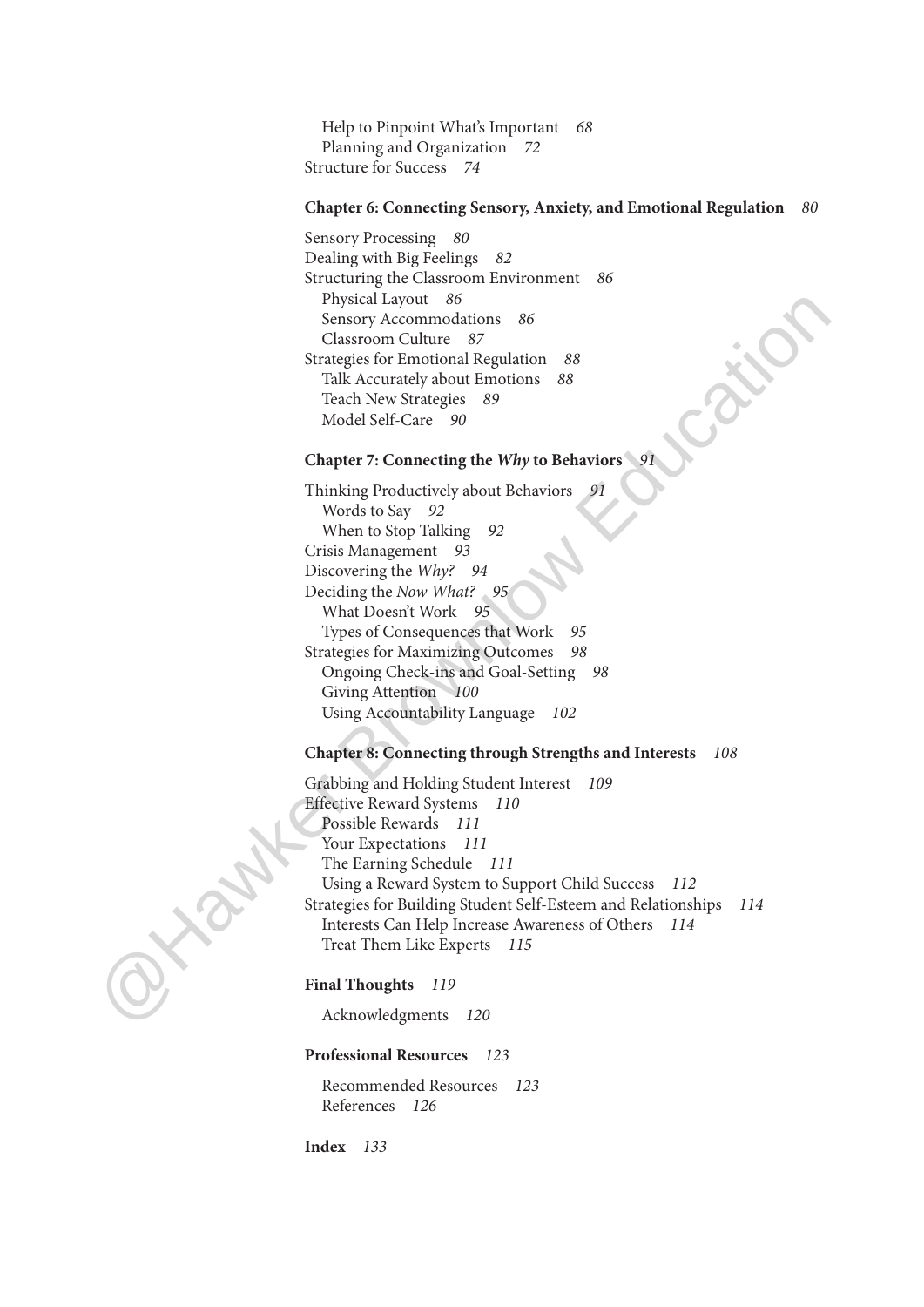Help to Pinpoint What's Important *68*
Planning and Organization *72*
Structure for Success *74*

**Chapter 6: Connecting Sensory, Anxiety, and Emotional Regulation** *80*

Sensory Processing *80*
Dealing with Big Feelings *82*
Structuring the Classroom Environment *86*
Physical Layout *86*
Sensory Accommodations *86*
Classroom Culture *87*
Strategies for Emotional Regulation *88*
Talk Accurately about Emotions *88*
Teach New Strategies *89*
Model Self-Care *90*

**Chapter 7: Connecting the *Why* to Behaviors** *91*

Thinking Productively about Behaviors *91*
Words to Say *92*
When to Stop Talking *92*
Crisis Management *93*
Discovering the *Why?* *94*
Deciding the *Now What?* *95*
What Doesn't Work *95*
Types of Consequences that Work *95*
Strategies for Maximizing Outcomes *98*
Ongoing Check-ins and Goal-Setting *98*
Giving Attention *100*
Using Accountability Language *102*

**Chapter 8: Connecting through Strengths and Interests** *108*

Grabbing and Holding Student Interest *109*
Effective Reward Systems *110*
Possible Rewards *111*
Your Expectations *111*
The Earning Schedule *111*
Using a Reward System to Support Child Success *112*
Strategies for Building Student Self-Esteem and Relationships *114*
Interests Can Help Increase Awareness of Others *114*
Treat Them Like Experts *115*

**Final Thoughts** *119*

Acknowledgments *120*

**Professional Resources** *123*

Recommended Resources *123*
References *126*

**Index** *133*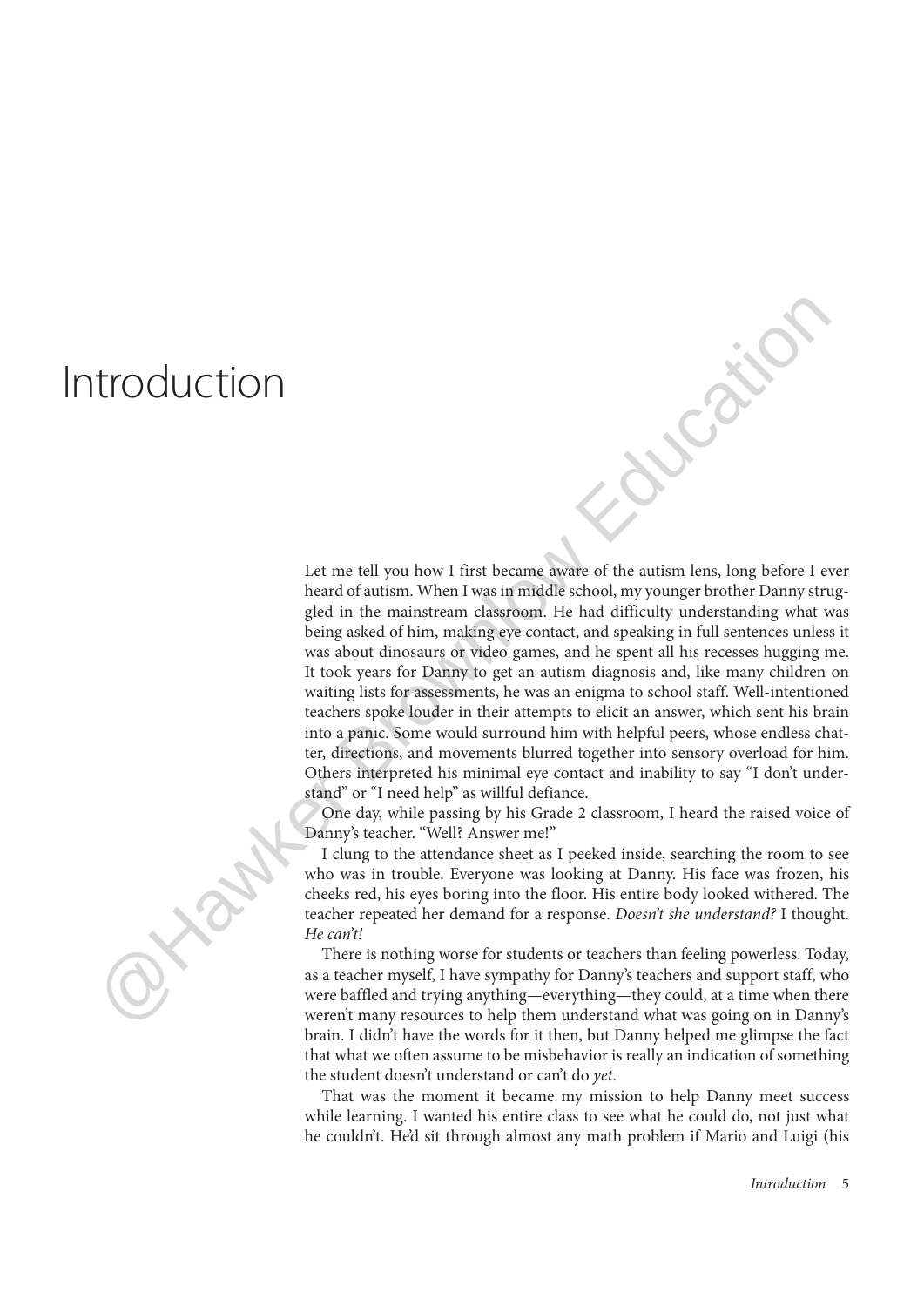# Introduction

Let me tell you how I first became aware of the autism lens, long before I ever heard of autism. When I was in middle school, my younger brother Danny struggled in the mainstream classroom. He had difficulty understanding what was being asked of him, making eye contact, and speaking in full sentences unless it was about dinosaurs or video games, and he spent all his recesses hugging me. It took years for Danny to get an autism diagnosis and, like many children on waiting lists for assessments, he was an enigma to school staff. Well-intentioned teachers spoke louder in their attempts to elicit an answer, which sent his brain into a panic. Some would surround him with helpful peers, whose endless chatter, directions, and movements blurred together into sensory overload for him. Others interpreted his minimal eye contact and inability to say "I don't understand" or "I need help" as willful defiance.

One day, while passing by his Grade 2 classroom, I heard the raised voice of Danny's teacher. "Well? Answer me!"

I clung to the attendance sheet as I peeked inside, searching the room to see who was in trouble. Everyone was looking at Danny. His face was frozen, his cheeks red, his eyes boring into the floor. His entire body looked withered. The teacher repeated her demand for a response. *Doesn't she understand?* I thought. *He can't!*

There is nothing worse for students or teachers than feeling powerless. Today, as a teacher myself, I have sympathy for Danny's teachers and support staff, who were baffled and trying anything—everything—they could, at a time when there weren't many resources to help them understand what was going on in Danny's brain. I didn't have the words for it then, but Danny helped me glimpse the fact that what we often assume to be misbehavior is really an indication of something the student doesn't understand or can't do *yet*.

That was the moment it became my mission to help Danny meet success while learning. I wanted his entire class to see what he could do, not just what he couldn't. He'd sit through almost any math problem if Mario and Luigi (his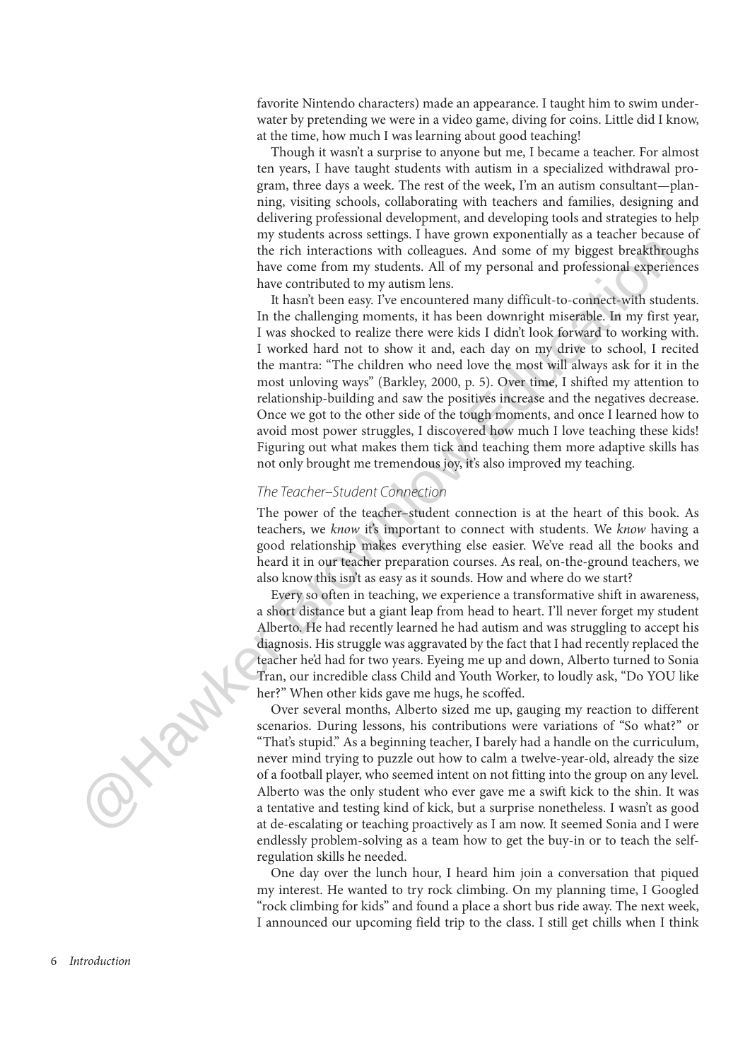favorite Nintendo characters) made an appearance. I taught him to swim underwater by pretending we were in a video game, diving for coins. Little did I know, at the time, how much I was learning about good teaching!

Though it wasn't a surprise to anyone but me, I became a teacher. For almost ten years, I have taught students with autism in a specialized withdrawal program, three days a week. The rest of the week, I'm an autism consultant—planning, visiting schools, collaborating with teachers and families, designing and delivering professional development, and developing tools and strategies to help my students across settings. I have grown exponentially as a teacher because of the rich interactions with colleagues. And some of my biggest breakthroughs have come from my students. All of my personal and professional experiences have contributed to my autism lens.

It hasn't been easy. I've encountered many difficult-to-connect-with students. In the challenging moments, it has been downright miserable. In my first year, I was shocked to realize there were kids I didn't look forward to working with. I worked hard not to show it and, each day on my drive to school, I recited the mantra: "The children who need love the most will always ask for it in the most unloving ways" (Barkley, 2000, p. 5). Over time, I shifted my attention to relationship-building and saw the positives increase and the negatives decrease. Once we got to the other side of the tough moments, and once I learned how to avoid most power struggles, I discovered how much I love teaching these kids! Figuring out what makes them tick and teaching them more adaptive skills has not only brought me tremendous joy, it's also improved my teaching.

### *The Teacher–Student Connection*

The power of the teacher–student connection is at the heart of this book. As teachers, we *know* it's important to connect with students. We *know* having a good relationship makes everything else easier. We've read all the books and heard it in our teacher preparation courses. As real, on-the-ground teachers, we also know this isn't as easy as it sounds. How and where do we start?

Every so often in teaching, we experience a transformative shift in awareness, a short distance but a giant leap from head to heart. I'll never forget my student Alberto. He had recently learned he had autism and was struggling to accept his diagnosis. His struggle was aggravated by the fact that I had recently replaced the teacher he'd had for two years. Eyeing me up and down, Alberto turned to Sonia Tran, our incredible class Child and Youth Worker, to loudly ask, "Do YOU like her?" When other kids gave me hugs, he scoffed.

Over several months, Alberto sized me up, gauging my reaction to different scenarios. During lessons, his contributions were variations of "So what?" or "That's stupid." As a beginning teacher, I barely had a handle on the curriculum, never mind trying to puzzle out how to calm a twelve-year-old, already the size of a football player, who seemed intent on not fitting into the group on any level. Alberto was the only student who ever gave me a swift kick to the shin. It was a tentative and testing kind of kick, but a surprise nonetheless. I wasn't as good at de-escalating or teaching proactively as I am now. It seemed Sonia and I were endlessly problem-solving as a team how to get the buy-in or to teach the self-regulation skills he needed.

One day over the lunch hour, I heard him join a conversation that piqued my interest. He wanted to try rock climbing. On my planning time, I Googled "rock climbing for kids" and found a place a short bus ride away. The next week, I announced our upcoming field trip to the class. I still get chills when I think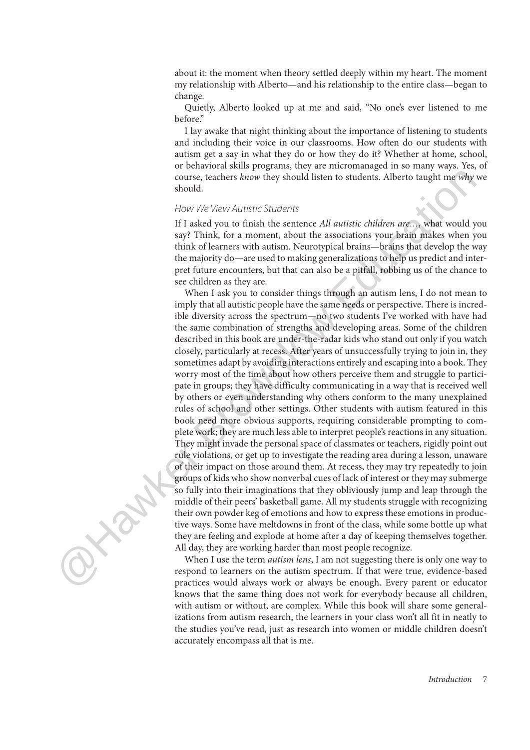about it: the moment when theory settled deeply within my heart. The moment my relationship with Alberto—and his relationship to the entire class—began to change.

Quietly, Alberto looked up at me and said, "No one's ever listened to me before."

I lay awake that night thinking about the importance of listening to students and including their voice in our classrooms. How often do our students with autism get a say in what they do or how they do it? Whether at home, school, or behavioral skills programs, they are micromanaged in so many ways. Yes, of course, teachers *know* they should listen to students. Alberto taught me *why* we should.

### *How We View Autistic Students*

If I asked you to finish the sentence *All autistic children are*…, what would you say? Think, for a moment, about the associations your brain makes when you think of learners with autism. Neurotypical brains—brains that develop the way the majority do—are used to making generalizations to help us predict and interpret future encounters, but that can also be a pitfall, robbing us of the chance to see children as they are.

When I ask you to consider things through an autism lens, I do not mean to imply that all autistic people have the same needs or perspective. There is incredible diversity across the spectrum—no two students I've worked with have had the same combination of strengths and developing areas. Some of the children described in this book are under-the-radar kids who stand out only if you watch closely, particularly at recess. After years of unsuccessfully trying to join in, they sometimes adapt by avoiding interactions entirely and escaping into a book. They worry most of the time about how others perceive them and struggle to participate in groups; they have difficulty communicating in a way that is received well by others or even understanding why others conform to the many unexplained rules of school and other settings. Other students with autism featured in this book need more obvious supports, requiring considerable prompting to complete work; they are much less able to interpret people's reactions in any situation. They might invade the personal space of classmates or teachers, rigidly point out rule violations, or get up to investigate the reading area during a lesson, unaware of their impact on those around them. At recess, they may try repeatedly to join groups of kids who show nonverbal cues of lack of interest or they may submerge so fully into their imaginations that they obliviously jump and leap through the middle of their peers' basketball game. All my students struggle with recognizing their own powder keg of emotions and how to express these emotions in productive ways. Some have meltdowns in front of the class, while some bottle up what they are feeling and explode at home after a day of keeping themselves together. All day, they are working harder than most people recognize.

When I use the term *autism lens*, I am not suggesting there is only one way to respond to learners on the autism spectrum. If that were true, evidence-based practices would always work or always be enough. Every parent or educator knows that the same thing does not work for everybody because all children, with autism or without, are complex. While this book will share some generalizations from autism research, the learners in your class won't all fit in neatly to the studies you've read, just as research into women or middle children doesn't accurately encompass all that is me.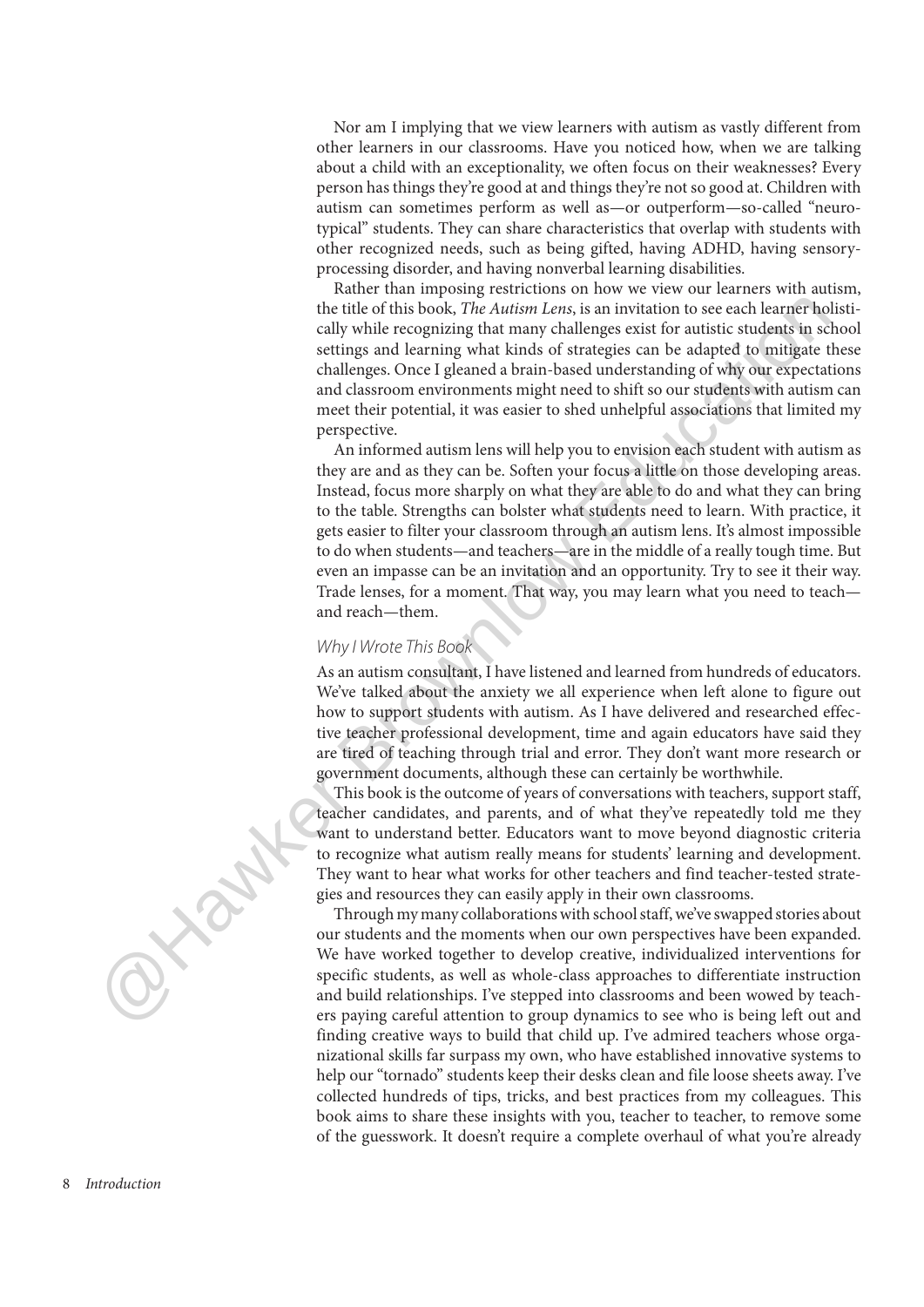Nor am I implying that we view learners with autism as vastly different from other learners in our classrooms. Have you noticed how, when we are talking about a child with an exceptionality, we often focus on their weaknesses? Every person has things they're good at and things they're not so good at. Children with autism can sometimes perform as well as—or outperform—so-called "neurotypical" students. They can share characteristics that overlap with students with other recognized needs, such as being gifted, having ADHD, having sensory-processing disorder, and having nonverbal learning disabilities.

Rather than imposing restrictions on how we view our learners with autism, the title of this book, *The Autism Lens*, is an invitation to see each learner holistically while recognizing that many challenges exist for autistic students in school settings and learning what kinds of strategies can be adapted to mitigate these challenges. Once I gleaned a brain-based understanding of why our expectations and classroom environments might need to shift so our students with autism can meet their potential, it was easier to shed unhelpful associations that limited my perspective.

An informed autism lens will help you to envision each student with autism as they are and as they can be. Soften your focus a little on those developing areas. Instead, focus more sharply on what they are able to do and what they can bring to the table. Strengths can bolster what students need to learn. With practice, it gets easier to filter your classroom through an autism lens. It's almost impossible to do when students—and teachers—are in the middle of a really tough time. But even an impasse can be an invitation and an opportunity. Try to see it their way. Trade lenses, for a moment. That way, you may learn what you need to teach—and reach—them.

### *Why I Wrote This Book*

As an autism consultant, I have listened and learned from hundreds of educators. We've talked about the anxiety we all experience when left alone to figure out how to support students with autism. As I have delivered and researched effective teacher professional development, time and again educators have said they are tired of teaching through trial and error. They don't want more research or government documents, although these can certainly be worthwhile.

This book is the outcome of years of conversations with teachers, support staff, teacher candidates, and parents, and of what they've repeatedly told me they want to understand better. Educators want to move beyond diagnostic criteria to recognize what autism really means for students' learning and development. They want to hear what works for other teachers and find teacher-tested strategies and resources they can easily apply in their own classrooms.

Through my many collaborations with school staff, we've swapped stories about our students and the moments when our own perspectives have been expanded. We have worked together to develop creative, individualized interventions for specific students, as well as whole-class approaches to differentiate instruction and build relationships. I've stepped into classrooms and been wowed by teachers paying careful attention to group dynamics to see who is being left out and finding creative ways to build that child up. I've admired teachers whose organizational skills far surpass my own, who have established innovative systems to help our "tornado" students keep their desks clean and file loose sheets away. I've collected hundreds of tips, tricks, and best practices from my colleagues. This book aims to share these insights with you, teacher to teacher, to remove some of the guesswork. It doesn't require a complete overhaul of what you're already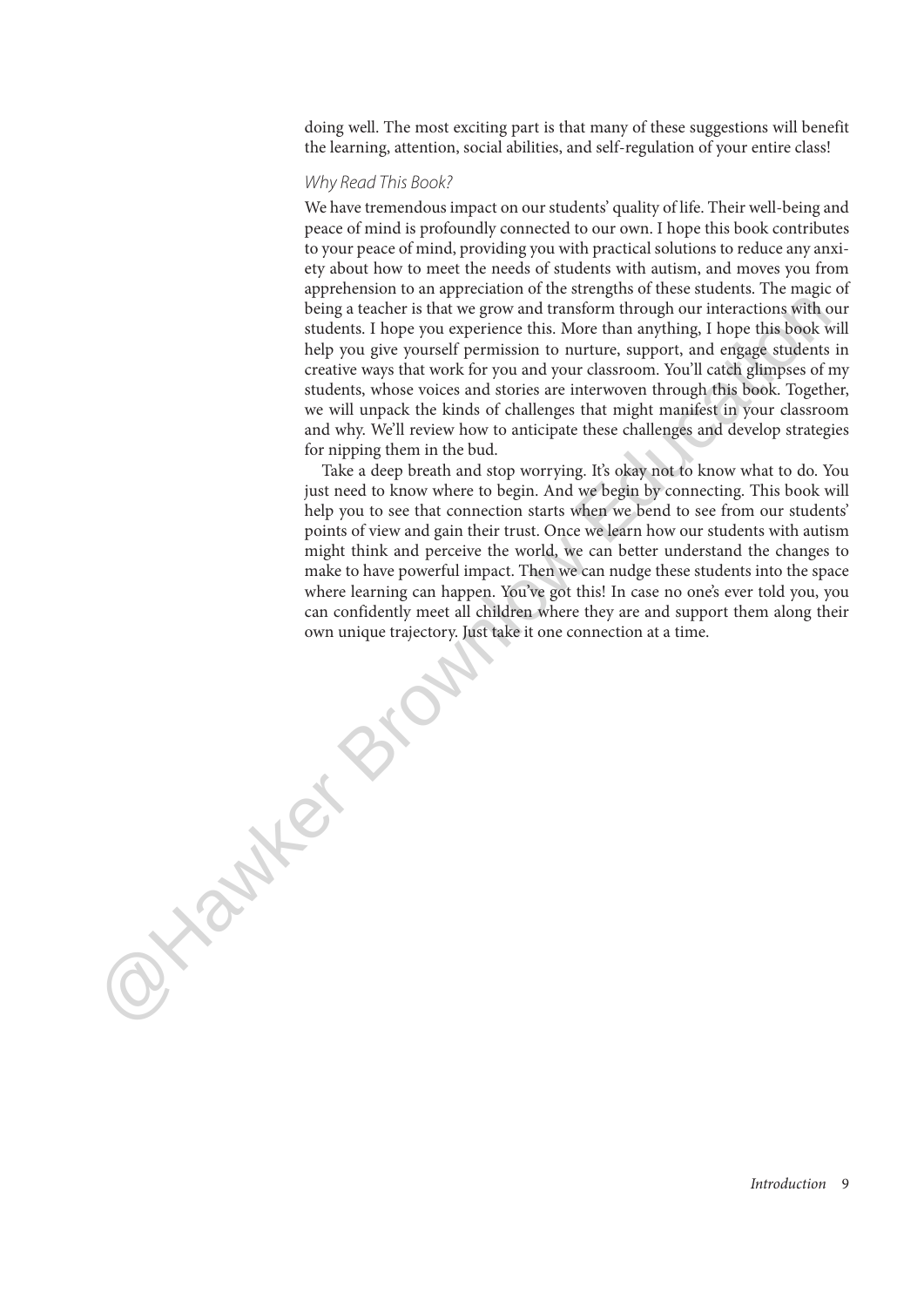doing well. The most exciting part is that many of these suggestions will benefit the learning, attention, social abilities, and self-regulation of your entire class!

### *Why Read This Book?*

We have tremendous impact on our students' quality of life. Their well-being and peace of mind is profoundly connected to our own. I hope this book contributes to your peace of mind, providing you with practical solutions to reduce any anxiety about how to meet the needs of students with autism, and moves you from apprehension to an appreciation of the strengths of these students. The magic of being a teacher is that we grow and transform through our interactions with our students. I hope you experience this. More than anything, I hope this book will help you give yourself permission to nurture, support, and engage students in creative ways that work for you and your classroom. You'll catch glimpses of my students, whose voices and stories are interwoven through this book. Together, we will unpack the kinds of challenges that might manifest in your classroom and why. We'll review how to anticipate these challenges and develop strategies for nipping them in the bud.

Take a deep breath and stop worrying. It's okay not to know what to do. You just need to know where to begin. And we begin by connecting. This book will help you to see that connection starts when we bend to see from our students' points of view and gain their trust. Once we learn how our students with autism might think and perceive the world, we can better understand the changes to make to have powerful impact. Then we can nudge these students into the space where learning can happen. You've got this! In case no one's ever told you, you can confidently meet all children where they are and support them along their own unique trajectory. Just take it one connection at a time.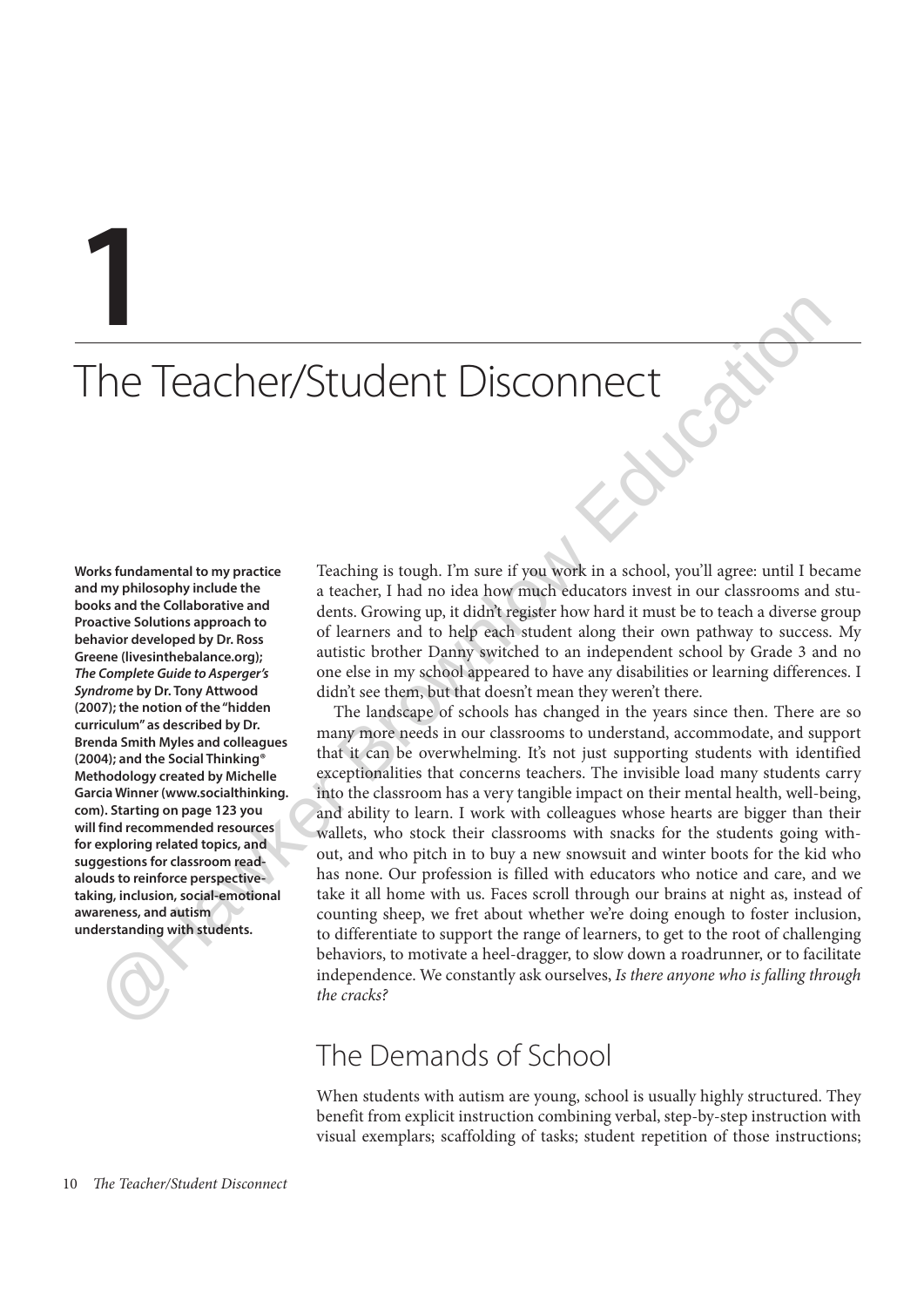# 1

# The Teacher/Student Disconnect

**Works fundamental to my practice and my philosophy include the books and the Collaborative and Proactive Solutions approach to behavior developed by Dr. Ross Greene (livesinthebalance.org); *The Complete Guide to Asperger's Syndrome* by Dr. Tony Attwood (2007); the notion of the "hidden curriculum" as described by Dr. Brenda Smith Myles and colleagues (2004); and the Social Thinking® Methodology created by Michelle Garcia Winner (www.socialthinking.com). Starting on page 123 you will find recommended resources for exploring related topics, and suggestions for classroom read-alouds to reinforce perspective-taking, inclusion, social-emotional awareness, and autism understanding with students.**

Teaching is tough. I'm sure if you work in a school, you'll agree: until I became a teacher, I had no idea how much educators invest in our classrooms and students. Growing up, it didn't register how hard it must be to teach a diverse group of learners and to help each student along their own pathway to success. My autistic brother Danny switched to an independent school by Grade 3 and no one else in my school appeared to have any disabilities or learning differences. I didn't see them, but that doesn't mean they weren't there.

The landscape of schools has changed in the years since then. There are so many more needs in our classrooms to understand, accommodate, and support that it can be overwhelming. It's not just supporting students with identified exceptionalities that concerns teachers. The invisible load many students carry into the classroom has a very tangible impact on their mental health, well-being, and ability to learn. I work with colleagues whose hearts are bigger than their wallets, who stock their classrooms with snacks for the students going without, and who pitch in to buy a new snowsuit and winter boots for the kid who has none. Our profession is filled with educators who notice and care, and we take it all home with us. Faces scroll through our brains at night as, instead of counting sheep, we fret about whether we're doing enough to foster inclusion, to differentiate to support the range of learners, to get to the root of challenging behaviors, to motivate a heel-dragger, to slow down a roadrunner, or to facilitate independence. We constantly ask ourselves, *Is there anyone who is falling through the cracks?*

## The Demands of School

When students with autism are young, school is usually highly structured. They benefit from explicit instruction combining verbal, step-by-step instruction with visual exemplars; scaffolding of tasks; student repetition of those instructions;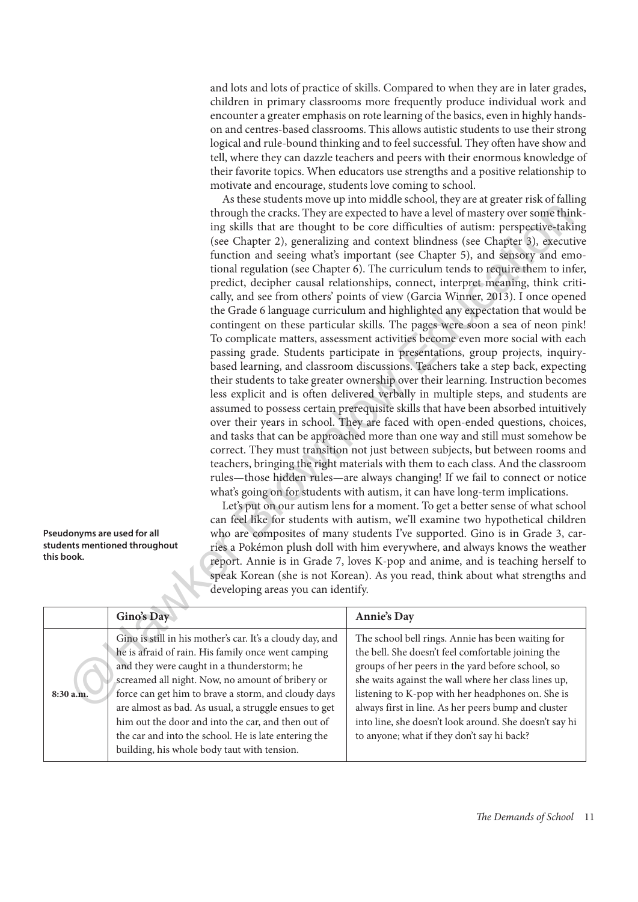and lots and lots of practice of skills. Compared to when they are in later grades, children in primary classrooms more frequently produce individual work and encounter a greater emphasis on rote learning of the basics, even in highly hands-on and centres-based classrooms. This allows autistic students to use their strong logical and rule-bound thinking and to feel successful. They often have show and tell, where they can dazzle teachers and peers with their enormous knowledge of their favorite topics. When educators use strengths and a positive relationship to motivate and encourage, students love coming to school.

As these students move up into middle school, they are at greater risk of falling through the cracks. They are expected to have a level of mastery over some thinking skills that are thought to be core difficulties of autism: perspective-taking (see Chapter 2), generalizing and context blindness (see Chapter 3), executive function and seeing what's important (see Chapter 5), and sensory and emotional regulation (see Chapter 6). The curriculum tends to require them to infer, predict, decipher causal relationships, connect, interpret meaning, think critically, and see from others' points of view (Garcia Winner, 2013). I once opened the Grade 6 language curriculum and highlighted any expectation that would be contingent on these particular skills. The pages were soon a sea of neon pink! To complicate matters, assessment activities become even more social with each passing grade. Students participate in presentations, group projects, inquiry-based learning, and classroom discussions. Teachers take a step back, expecting their students to take greater ownership over their learning. Instruction becomes less explicit and is often delivered verbally in multiple steps, and students are assumed to possess certain prerequisite skills that have been absorbed intuitively over their years in school. They are faced with open-ended questions, choices, and tasks that can be approached more than one way and still must somehow be correct. They must transition not just between subjects, but between rooms and teachers, bringing the right materials with them to each class. And the classroom rules—those hidden rules—are always changing! If we fail to connect or notice what's going on for students with autism, it can have long-term implications.

**Pseudonyms are used for all students mentioned throughout this book.**

Let's put on our autism lens for a moment. To get a better sense of what school can feel like for students with autism, we'll examine two hypothetical children who are composites of many students I've supported. Gino is in Grade 3, carries a Pokémon plush doll with him everywhere, and always knows the weather report. Annie is in Grade 7, loves K-pop and anime, and is teaching herself to speak Korean (she is not Korean). As you read, think about what strengths and developing areas you can identify.

| | Gino's Day | Annie's Day |
|---|---|---|
| 8:30 a.m. | Gino is still in his mother's car. It's a cloudy day, and he is afraid of rain. His family once went camping and they were caught in a thunderstorm; he screamed all night. Now, no amount of bribery or force can get him to brave a storm, and cloudy days are almost as bad. As usual, a struggle ensues to get him out the door and into the car, and then out of the car and into the school. He is late entering the building, his whole body taut with tension. | The school bell rings. Annie has been waiting for the bell. She doesn't feel comfortable joining the groups of her peers in the yard before school, so she waits against the wall where her class lines up, listening to K-pop with her headphones on. She is always first in line. As her peers bump and cluster into line, she doesn't look around. She doesn't say hi to anyone; what if they don't say hi back? |